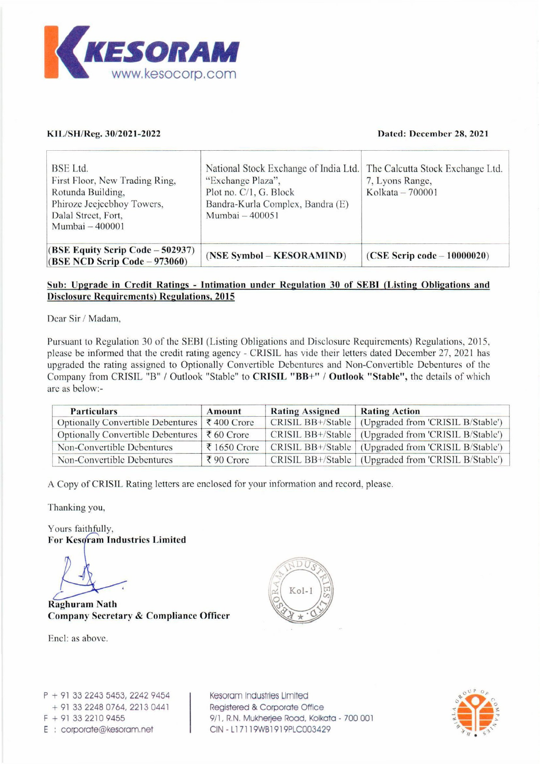KESORAM
www.kesocorp.com

**KIL/SH/Reg. 30/2021-2022**

**Dated: December 28, 2021**

| BSE Ltd. First Floor, New Trading Ring, Rotunda Building, Phiroze Jeejeebhoy Towers, Dalal Street, Fort, Mumbai – 400001 | National Stock Exchange of India Ltd. "Exchange Plaza", Plot no. C/1, G. Block Bandra-Kurla Complex, Bandra (E) Mumbai – 400051 | The Calcutta Stock Exchange Ltd. 7, Lyons Range, Kolkata – 700001 |
|---|---|---|
| **(BSE Equity Scrip Code – 502937) (BSE NCD Scrip Code – 973060)** | **(NSE Symbol – KESORAMIND)** | **(CSE Scrip code – 10000020)** |

**Sub: Upgrade in Credit Ratings - Intimation under Regulation 30 of SEBI (Listing Obligations and Disclosure Requirements) Regulations, 2015**

Dear Sir / Madam,

Pursuant to Regulation 30 of the SEBI (Listing Obligations and Disclosure Requirements) Regulations, 2015, please be informed that the credit rating agency - CRISIL has vide their letters dated December 27, 2021 has upgraded the rating assigned to Optionally Convertible Debentures and Non-Convertible Debentures of the Company from CRISIL "B" / Outlook "Stable" to **CRISIL "BB+" / Outlook "Stable",** the details of which are as below:-

| Particulars | Amount | Rating Assigned | Rating Action |
|---|---|---|---|
| Optionally Convertible Debentures | ₹ 400 Crore | CRISIL BB+/Stable | (Upgraded from 'CRISIL B/Stable') |
| Optionally Convertible Debentures | ₹ 60 Crore | CRISIL BB+/Stable | (Upgraded from 'CRISIL B/Stable') |
| Non-Convertible Debentures | ₹ 1650 Crore | CRISIL BB+/Stable | (Upgraded from 'CRISIL B/Stable') |
| Non-Convertible Debentures | ₹ 90 Crore | CRISIL BB+/Stable | (Upgraded from 'CRISIL B/Stable') |

A Copy of CRISIL Rating letters are enclosed for your information and record, please.

Thanking you,

Yours faithfully,
**For Kesoram Industries Limited**

**Raghuram Nath**
**Company Secretary & Compliance Officer**

Encl: as above.

P + 91 33 2243 5453, 2242 9454
+ 91 33 2248 0764, 2213 0441
F + 91 33 2210 9455
E : corporate@kesoram.net

Kesoram Industries Limited
Registered & Corporate Office
9/1, R.N. Mukherjee Road, Kolkata - 700 001
CIN - L17119WB1919PLC003429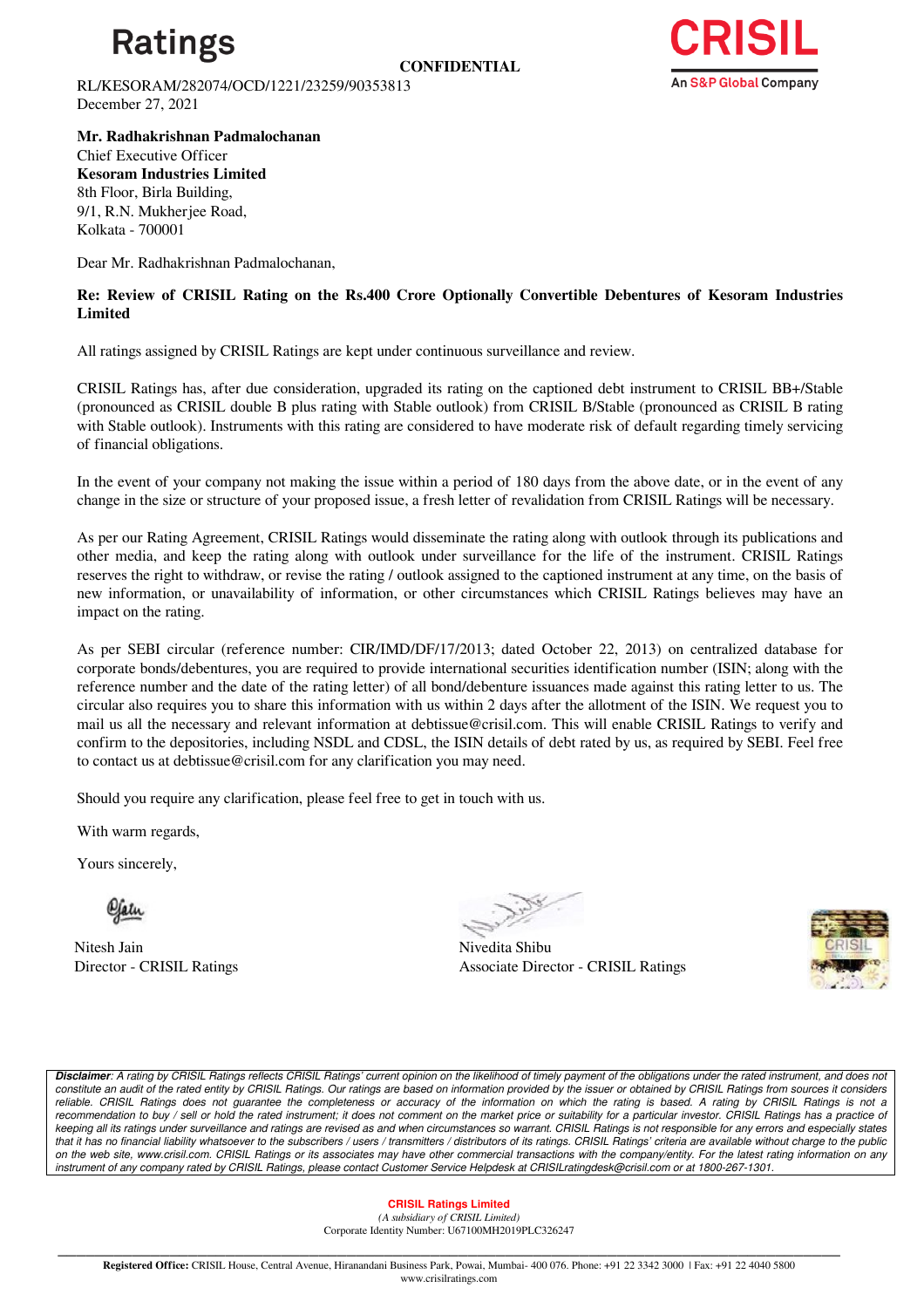Ratings

**CONFIDENTIAL**

CRISIL

An S&P Global Company

RL/KESORAM/282074/OCD/1221/23259/90353813
December 27, 2021

**Mr. Radhakrishnan Padmalochanan**
Chief Executive Officer
**Kesoram Industries Limited**
8th Floor, Birla Building,
9/1, R.N. Mukherjee Road,
Kolkata - 700001

Dear Mr. Radhakrishnan Padmalochanan,

**Re: Review of CRISIL Rating on the Rs.400 Crore Optionally Convertible Debentures of Kesoram Industries Limited**

All ratings assigned by CRISIL Ratings are kept under continuous surveillance and review.

CRISIL Ratings has, after due consideration, upgraded its rating on the captioned debt instrument to CRISIL BB+/Stable (pronounced as CRISIL double B plus rating with Stable outlook) from CRISIL B/Stable (pronounced as CRISIL B rating with Stable outlook). Instruments with this rating are considered to have moderate risk of default regarding timely servicing of financial obligations.

In the event of your company not making the issue within a period of 180 days from the above date, or in the event of any change in the size or structure of your proposed issue, a fresh letter of revalidation from CRISIL Ratings will be necessary.

As per our Rating Agreement, CRISIL Ratings would disseminate the rating along with outlook through its publications and other media, and keep the rating along with outlook under surveillance for the life of the instrument. CRISIL Ratings reserves the right to withdraw, or revise the rating / outlook assigned to the captioned instrument at any time, on the basis of new information, or unavailability of information, or other circumstances which CRISIL Ratings believes may have an impact on the rating.

As per SEBI circular (reference number: CIR/IMD/DF/17/2013; dated October 22, 2013) on centralized database for corporate bonds/debentures, you are required to provide international securities identification number (ISIN; along with the reference number and the date of the rating letter) of all bond/debenture issuances made against this rating letter to us. The circular also requires you to share this information with us within 2 days after the allotment of the ISIN. We request you to mail us all the necessary and relevant information at debtissue@crisil.com. This will enable CRISIL Ratings to verify and confirm to the depositories, including NSDL and CDSL, the ISIN details of debt rated by us, as required by SEBI. Feel free to contact us at debtissue@crisil.com for any clarification you may need.

Should you require any clarification, please feel free to get in touch with us.

With warm regards,

Yours sincerely,

Nitesh Jain
Director - CRISIL Ratings

Nivedita Shibu
Associate Director - CRISIL Ratings

*__Disclaimer__: A rating by CRISIL Ratings reflects CRISIL Ratings' current opinion on the likelihood of timely payment of the obligations under the rated instrument, and does not constitute an audit of the rated entity by CRISIL Ratings. Our ratings are based on information provided by the issuer or obtained by CRISIL Ratings from sources it considers reliable. CRISIL Ratings does not guarantee the completeness or accuracy of the information on which the rating is based. A rating by CRISIL Ratings is not a recommendation to buy / sell or hold the rated instrument; it does not comment on the market price or suitability for a particular investor. CRISIL Ratings has a practice of keeping all its ratings under surveillance and ratings are revised as and when circumstances so warrant. CRISIL Ratings is not responsible for any errors and especially states that it has no financial liability whatsoever to the subscribers / users / transmitters / distributors of its ratings. CRISIL Ratings' criteria are available without charge to the public on the web site, www.crisil.com. CRISIL Ratings or its associates may have other commercial transactions with the company/entity. For the latest rating information on any instrument of any company rated by CRISIL Ratings, please contact Customer Service Helpdesk at CRISILratingdesk@crisil.com or at 1800-267-1301.*

**CRISIL Ratings Limited**
*(A subsidiary of CRISIL Limited)*
Corporate Identity Number: U67100MH2019PLC326247

**Registered Office:** CRISIL House, Central Avenue, Hiranandani Business Park, Powai, Mumbai- 400 076. Phone: +91 22 3342 3000 | Fax: +91 22 4040 5800
www.crisilratings.com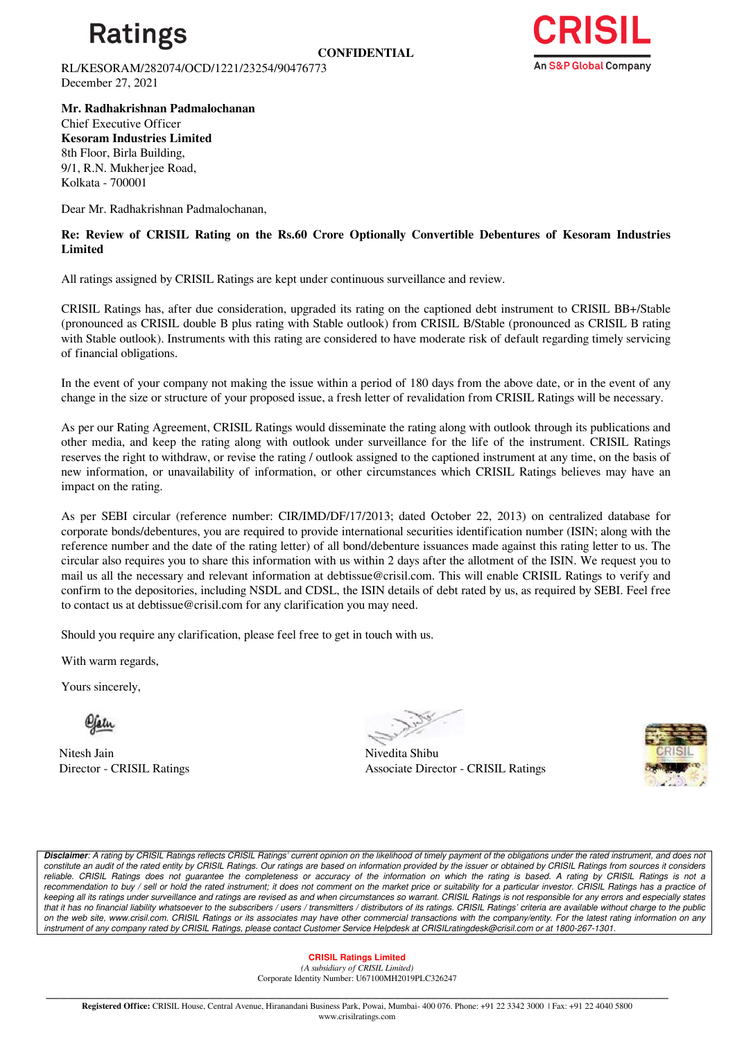Ratings

**CONFIDENTIAL**

RL/KESORAM/282074/OCD/1221/23254/90476773
December 27, 2021

**Mr. Radhakrishnan Padmalochanan**
Chief Executive Officer
**Kesoram Industries Limited**
8th Floor, Birla Building,
9/1, R.N. Mukherjee Road,
Kolkata - 700001

Dear Mr. Radhakrishnan Padmalochanan,

**Re: Review of CRISIL Rating on the Rs.60 Crore Optionally Convertible Debentures of Kesoram Industries Limited**

All ratings assigned by CRISIL Ratings are kept under continuous surveillance and review.

CRISIL Ratings has, after due consideration, upgraded its rating on the captioned debt instrument to CRISIL BB+/Stable (pronounced as CRISIL double B plus rating with Stable outlook) from CRISIL B/Stable (pronounced as CRISIL B rating with Stable outlook). Instruments with this rating are considered to have moderate risk of default regarding timely servicing of financial obligations.

In the event of your company not making the issue within a period of 180 days from the above date, or in the event of any change in the size or structure of your proposed issue, a fresh letter of revalidation from CRISIL Ratings will be necessary.

As per our Rating Agreement, CRISIL Ratings would disseminate the rating along with outlook through its publications and other media, and keep the rating along with outlook under surveillance for the life of the instrument. CRISIL Ratings reserves the right to withdraw, or revise the rating / outlook assigned to the captioned instrument at any time, on the basis of new information, or unavailability of information, or other circumstances which CRISIL Ratings believes may have an impact on the rating.

As per SEBI circular (reference number: CIR/IMD/DF/17/2013; dated October 22, 2013) on centralized database for corporate bonds/debentures, you are required to provide international securities identification number (ISIN; along with the reference number and the date of the rating letter) of all bond/debenture issuances made against this rating letter to us. The circular also requires you to share this information with us within 2 days after the allotment of the ISIN. We request you to mail us all the necessary and relevant information at debtissue@crisil.com. This will enable CRISIL Ratings to verify and confirm to the depositories, including NSDL and CDSL, the ISIN details of debt rated by us, as required by SEBI. Feel free to contact us at debtissue@crisil.com for any clarification you may need.

Should you require any clarification, please feel free to get in touch with us.

With warm regards,

Yours sincerely,

Nitesh Jain
Director - CRISIL Ratings

Nivedita Shibu
Associate Director - CRISIL Ratings

***Disclaimer**: A rating by CRISIL Ratings reflects CRISIL Ratings' current opinion on the likelihood of timely payment of the obligations under the rated instrument, and does not constitute an audit of the rated entity by CRISIL Ratings. Our ratings are based on information provided by the issuer or obtained by CRISIL Ratings from sources it considers reliable. CRISIL Ratings does not guarantee the completeness or accuracy of the information on which the rating is based. A rating by CRISIL Ratings is not a recommendation to buy / sell or hold the rated instrument; it does not comment on the market price or suitability for a particular investor. CRISIL Ratings has a practice of keeping all its ratings under surveillance and ratings are revised as and when circumstances so warrant. CRISIL Ratings is not responsible for any errors and especially states that it has no financial liability whatsoever to the subscribers / users / transmitters / distributors of its ratings. CRISIL Ratings' criteria are available without charge to the public on the web site, www.crisil.com. CRISIL Ratings or its associates may have other commercial transactions with the company/entity. For the latest rating information on any instrument of any company rated by CRISIL Ratings, please contact Customer Service Helpdesk at CRISILratingdesk@crisil.com or at 1800-267-1301.*

**CRISIL Ratings Limited**
*(A subsidiary of CRISIL Limited)*
Corporate Identity Number: U67100MH2019PLC326247

**Registered Office:** CRISIL House, Central Avenue, Hiranandani Business Park, Powai, Mumbai- 400 076. Phone: +91 22 3342 3000 | Fax: +91 22 4040 5800
www.crisilratings.com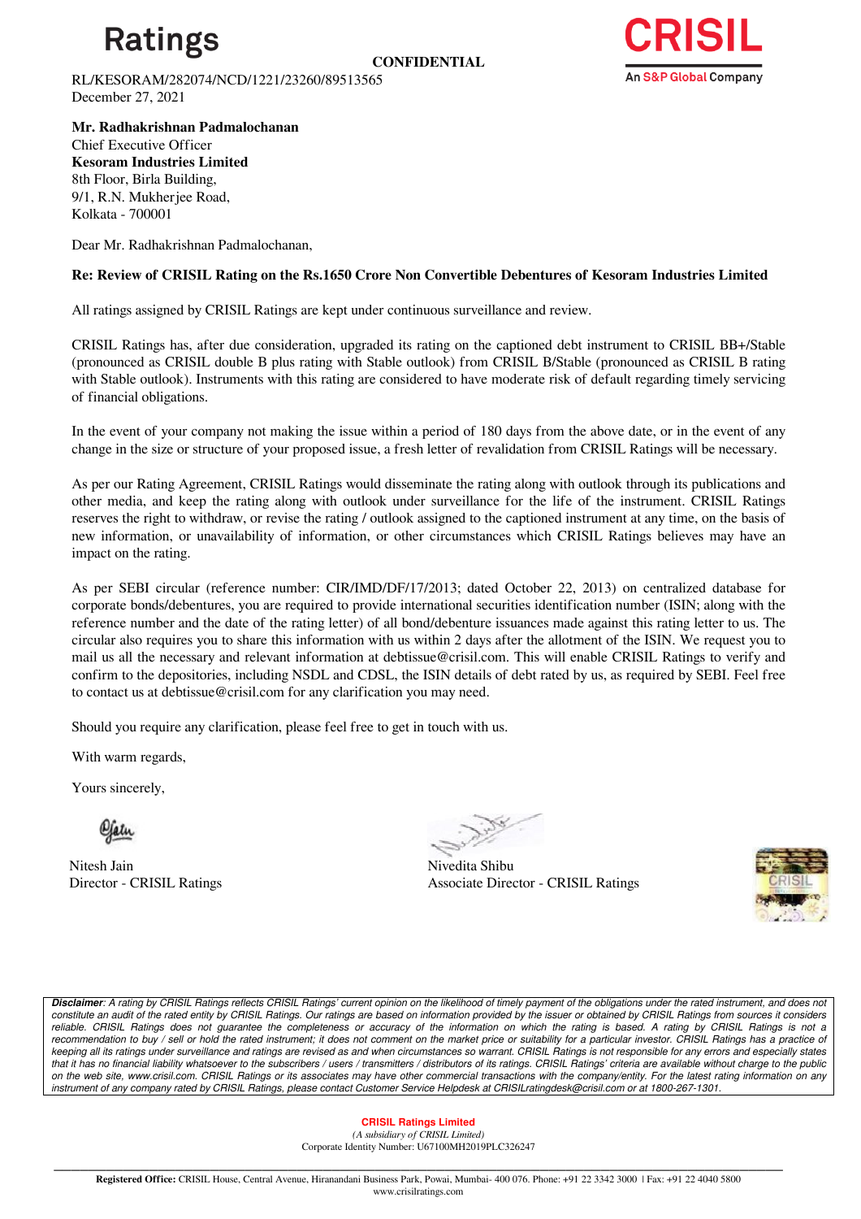Ratings

**CONFIDENTIAL**

CRISIL
An S&P Global Company

RL/KESORAM/282074/NCD/1221/23260/89513565
December 27, 2021

**Mr. Radhakrishnan Padmalochanan**
Chief Executive Officer
**Kesoram Industries Limited**
8th Floor, Birla Building,
9/1, R.N. Mukherjee Road,
Kolkata - 700001

Dear Mr. Radhakrishnan Padmalochanan,

**Re: Review of CRISIL Rating on the Rs.1650 Crore Non Convertible Debentures of Kesoram Industries Limited**

All ratings assigned by CRISIL Ratings are kept under continuous surveillance and review.

CRISIL Ratings has, after due consideration, upgraded its rating on the captioned debt instrument to CRISIL BB+/Stable (pronounced as CRISIL double B plus rating with Stable outlook) from CRISIL B/Stable (pronounced as CRISIL B rating with Stable outlook). Instruments with this rating are considered to have moderate risk of default regarding timely servicing of financial obligations.

In the event of your company not making the issue within a period of 180 days from the above date, or in the event of any change in the size or structure of your proposed issue, a fresh letter of revalidation from CRISIL Ratings will be necessary.

As per our Rating Agreement, CRISIL Ratings would disseminate the rating along with outlook through its publications and other media, and keep the rating along with outlook under surveillance for the life of the instrument. CRISIL Ratings reserves the right to withdraw, or revise the rating / outlook assigned to the captioned instrument at any time, on the basis of new information, or unavailability of information, or other circumstances which CRISIL Ratings believes may have an impact on the rating.

As per SEBI circular (reference number: CIR/IMD/DF/17/2013; dated October 22, 2013) on centralized database for corporate bonds/debentures, you are required to provide international securities identification number (ISIN; along with the reference number and the date of the rating letter) of all bond/debenture issuances made against this rating letter to us. The circular also requires you to share this information with us within 2 days after the allotment of the ISIN. We request you to mail us all the necessary and relevant information at debtissue@crisil.com. This will enable CRISIL Ratings to verify and confirm to the depositories, including NSDL and CDSL, the ISIN details of debt rated by us, as required by SEBI. Feel free to contact us at debtissue@crisil.com for any clarification you may need.

Should you require any clarification, please feel free to get in touch with us.

With warm regards,

Yours sincerely,

Nitesh Jain
Director - CRISIL Ratings

Nivedita Shibu
Associate Director - CRISIL Ratings

***Disclaimer**: A rating by CRISIL Ratings reflects CRISIL Ratings' current opinion on the likelihood of timely payment of the obligations under the rated instrument, and does not constitute an audit of the rated entity by CRISIL Ratings. Our ratings are based on information provided by the issuer or obtained by CRISIL Ratings from sources it considers reliable. CRISIL Ratings does not guarantee the completeness or accuracy of the information on which the rating is based. A rating by CRISIL Ratings is not a recommendation to buy / sell or hold the rated instrument; it does not comment on the market price or suitability for a particular investor. CRISIL Ratings has a practice of keeping all its ratings under surveillance and ratings are revised as and when circumstances so warrant. CRISIL Ratings is not responsible for any errors and especially states that it has no financial liability whatsoever to the subscribers / users / transmitters / distributors of its ratings. CRISIL Ratings' criteria are available without charge to the public on the web site, www.crisil.com. CRISIL Ratings or its associates may have other commercial transactions with the company/entity. For the latest rating information on any instrument of any company rated by CRISIL Ratings, please contact Customer Service Helpdesk at CRISILratingdesk@crisil.com or at 1800-267-1301.*

**CRISIL Ratings Limited**
*(A subsidiary of CRISIL Limited)*
Corporate Identity Number: U67100MH2019PLC326247

**Registered Office:** CRISIL House, Central Avenue, Hiranandani Business Park, Powai, Mumbai- 400 076. Phone: +91 22 3342 3000 | Fax: +91 22 4040 5800
www.crisilratings.com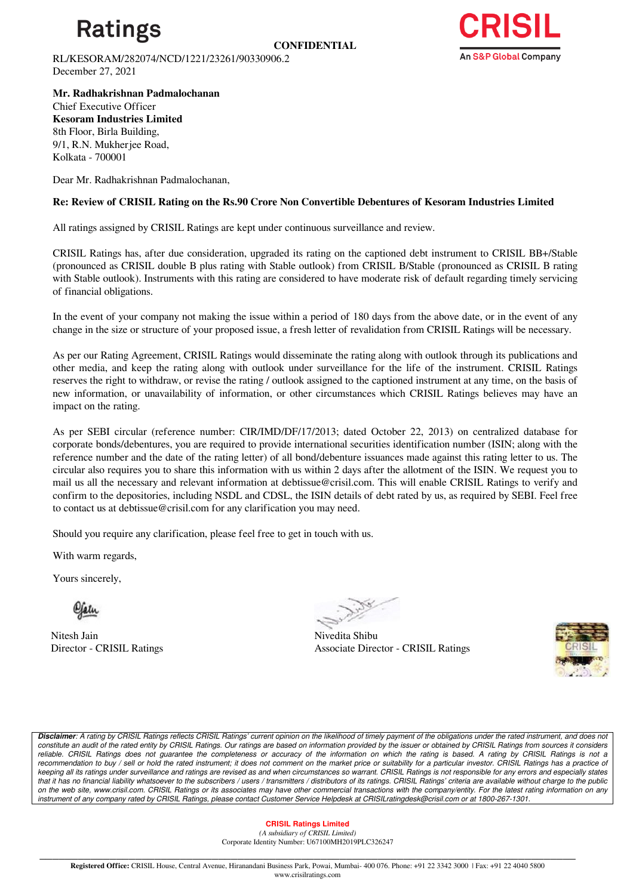Ratings

**CONFIDENTIAL**

CRISIL
An S&P Global Company

RL/KESORAM/282074/NCD/1221/23261/90330906.2
December 27, 2021

**Mr. Radhakrishnan Padmalochanan**
Chief Executive Officer
**Kesoram Industries Limited**
8th Floor, Birla Building,
9/1, R.N. Mukherjee Road,
Kolkata - 700001

Dear Mr. Radhakrishnan Padmalochanan,

**Re: Review of CRISIL Rating on the Rs.90 Crore Non Convertible Debentures of Kesoram Industries Limited**

All ratings assigned by CRISIL Ratings are kept under continuous surveillance and review.

CRISIL Ratings has, after due consideration, upgraded its rating on the captioned debt instrument to CRISIL BB+/Stable (pronounced as CRISIL double B plus rating with Stable outlook) from CRISIL B/Stable (pronounced as CRISIL B rating with Stable outlook). Instruments with this rating are considered to have moderate risk of default regarding timely servicing of financial obligations.

In the event of your company not making the issue within a period of 180 days from the above date, or in the event of any change in the size or structure of your proposed issue, a fresh letter of revalidation from CRISIL Ratings will be necessary.

As per our Rating Agreement, CRISIL Ratings would disseminate the rating along with outlook through its publications and other media, and keep the rating along with outlook under surveillance for the life of the instrument. CRISIL Ratings reserves the right to withdraw, or revise the rating / outlook assigned to the captioned instrument at any time, on the basis of new information, or unavailability of information, or other circumstances which CRISIL Ratings believes may have an impact on the rating.

As per SEBI circular (reference number: CIR/IMD/DF/17/2013; dated October 22, 2013) on centralized database for corporate bonds/debentures, you are required to provide international securities identification number (ISIN; along with the reference number and the date of the rating letter) of all bond/debenture issuances made against this rating letter to us. The circular also requires you to share this information with us within 2 days after the allotment of the ISIN. We request you to mail us all the necessary and relevant information at debtissue@crisil.com. This will enable CRISIL Ratings to verify and confirm to the depositories, including NSDL and CDSL, the ISIN details of debt rated by us, as required by SEBI. Feel free to contact us at debtissue@crisil.com for any clarification you may need.

Should you require any clarification, please feel free to get in touch with us.

With warm regards,

Yours sincerely,

Nitesh Jain
Director - CRISIL Ratings

Nivedita Shibu
Associate Director - CRISIL Ratings

***Disclaimer**: A rating by CRISIL Ratings reflects CRISIL Ratings' current opinion on the likelihood of timely payment of the obligations under the rated instrument, and does not constitute an audit of the rated entity by CRISIL Ratings. Our ratings are based on information provided by the issuer or obtained by CRISIL Ratings from sources it considers reliable. CRISIL Ratings does not guarantee the completeness or accuracy of the information on which the rating is based. A rating by CRISIL Ratings is not a recommendation to buy / sell or hold the rated instrument; it does not comment on the market price or suitability for a particular investor. CRISIL Ratings has a practice of keeping all its ratings under surveillance and ratings are revised as and when circumstances so warrant. CRISIL Ratings is not responsible for any errors and especially states that it has no financial liability whatsoever to the subscribers / users / transmitters / distributors of its ratings. CRISIL Ratings' criteria are available without charge to the public on the web site, www.crisil.com. CRISIL Ratings or its associates may have other commercial transactions with the company/entity. For the latest rating information on any instrument of any company rated by CRISIL Ratings, please contact Customer Service Helpdesk at CRISILratingdesk@crisil.com or at 1800-267-1301.*

**CRISIL Ratings Limited**
*(A subsidiary of CRISIL Limited)*
Corporate Identity Number: U67100MH2019PLC326247

**Registered Office:** CRISIL House, Central Avenue, Hiranandani Business Park, Powai, Mumbai- 400 076. Phone: +91 22 3342 3000 | Fax: +91 22 4040 5800
www.crisilratings.com